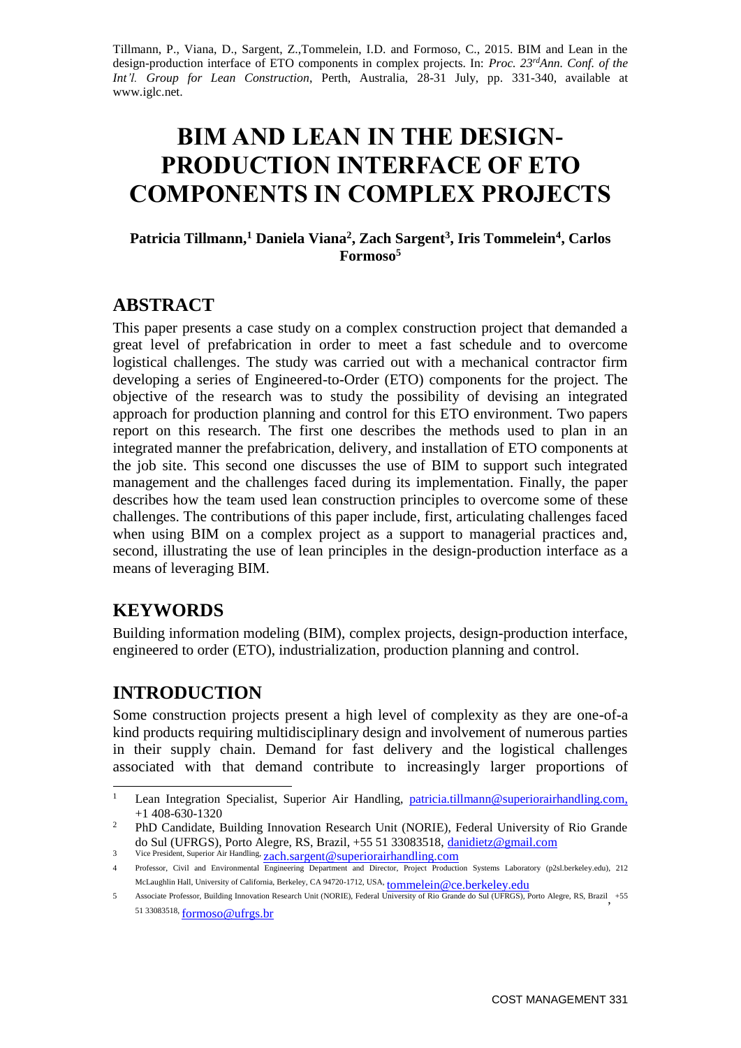Tillmann, P., Viana, D., Sargent, Z.,Tommelein, I.D. and Formoso, C., 2015. BIM and Lean in the design-production interface of ETO components in complex projects. In: *Proc. 23rdAnn. Conf. of the Int'l. Group for Lean Construction*, Perth, Australia, 28-31 July, pp. 331-340, available at www.iglc.net.

# BIM AND LEAN IN THE DESIGN-PRODUCTION INTERFACE OF ETO COMPONENTS IN COMPLEX PROJECTS

**Patricia Tillmann,[1] Daniela Viana[2], Zach Sargent[3], Iris Tommelein[4], Carlos Formoso[5]**

## ABSTRACT

This paper presents a case study on a complex construction project that demanded a great level of prefabrication in order to meet a fast schedule and to overcome logistical challenges. The study was carried out with a mechanical contractor firm developing a series of Engineered-to-Order (ETO) components for the project. The objective of the research was to study the possibility of devising an integrated approach for production planning and control for this ETO environment. Two papers report on this research. The first one describes the methods used to plan in an integrated manner the prefabrication, delivery, and installation of ETO components at the job site. This second one discusses the use of BIM to support such integrated management and the challenges faced during its implementation. Finally, the paper describes how the team used lean construction principles to overcome some of these challenges. The contributions of this paper include, first, articulating challenges faced when using BIM on a complex project as a support to managerial practices and, second, illustrating the use of lean principles in the design-production interface as a means of leveraging BIM.

## KEYWORDS

Building information modeling (BIM), complex projects, design-production interface, engineered to order (ETO), industrialization, production planning and control.

## INTRODUCTION

Some construction projects present a high level of complexity as they are one-of-a kind products requiring multidisciplinary design and involvement of numerous parties in their supply chain. Demand for fast delivery and the logistical challenges associated with that demand contribute to increasingly larger proportions of

---

[1] Lean Integration Specialist, Superior Air Handling, patricia.tillmann@superiorairhandling.com, +1 408-630-1320

[2] PhD Candidate, Building Innovation Research Unit (NORIE), Federal University of Rio Grande do Sul (UFRGS), Porto Alegre, RS, Brazil, +55 51 33083518, danidietz@gmail.com

[3] Vice President, Superior Air Handling, zach.sargent@superiorairhandling.com

[4] Professor, Civil and Environmental Engineering Department and Director, Project Production Systems Laboratory (p2sl.berkeley.edu), 212 McLaughlin Hall, University of California, Berkeley, CA 94720-1712, USA, tommelein@ce.berkeley.edu

[5] Associate Professor, Building Innovation Research Unit (NORIE), Federal University of Rio Grande do Sul (UFRGS), Porto Alegre, RS, Brazil, +55 51 33083518, formoso@ufrgs.br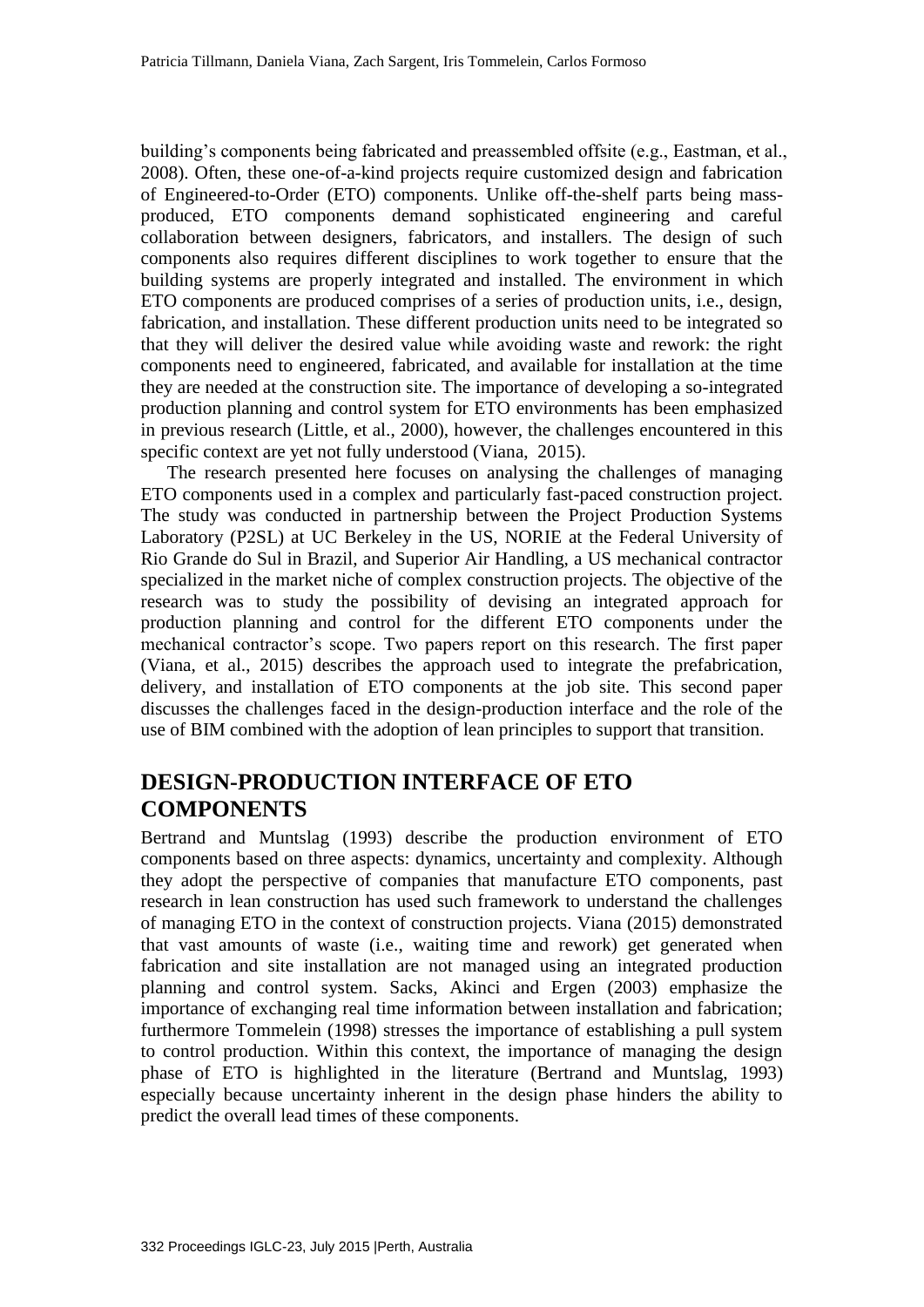building's components being fabricated and preassembled offsite (e.g., Eastman, et al., 2008). Often, these one-of-a-kind projects require customized design and fabrication of Engineered-to-Order (ETO) components. Unlike off-the-shelf parts being mass-produced, ETO components demand sophisticated engineering and careful collaboration between designers, fabricators, and installers. The design of such components also requires different disciplines to work together to ensure that the building systems are properly integrated and installed. The environment in which ETO components are produced comprises of a series of production units, i.e., design, fabrication, and installation. These different production units need to be integrated so that they will deliver the desired value while avoiding waste and rework: the right components need to engineered, fabricated, and available for installation at the time they are needed at the construction site. The importance of developing a so-integrated production planning and control system for ETO environments has been emphasized in previous research (Little, et al., 2000), however, the challenges encountered in this specific context are yet not fully understood (Viana, 2015).

The research presented here focuses on analysing the challenges of managing ETO components used in a complex and particularly fast-paced construction project. The study was conducted in partnership between the Project Production Systems Laboratory (P2SL) at UC Berkeley in the US, NORIE at the Federal University of Rio Grande do Sul in Brazil, and Superior Air Handling, a US mechanical contractor specialized in the market niche of complex construction projects. The objective of the research was to study the possibility of devising an integrated approach for production planning and control for the different ETO components under the mechanical contractor's scope. Two papers report on this research. The first paper (Viana, et al., 2015) describes the approach used to integrate the prefabrication, delivery, and installation of ETO components at the job site. This second paper discusses the challenges faced in the design-production interface and the role of the use of BIM combined with the adoption of lean principles to support that transition.

# DESIGN-PRODUCTION INTERFACE OF ETO COMPONENTS

Bertrand and Muntslag (1993) describe the production environment of ETO components based on three aspects: dynamics, uncertainty and complexity. Although they adopt the perspective of companies that manufacture ETO components, past research in lean construction has used such framework to understand the challenges of managing ETO in the context of construction projects. Viana (2015) demonstrated that vast amounts of waste (i.e., waiting time and rework) get generated when fabrication and site installation are not managed using an integrated production planning and control system. Sacks, Akinci and Ergen (2003) emphasize the importance of exchanging real time information between installation and fabrication; furthermore Tommelein (1998) stresses the importance of establishing a pull system to control production. Within this context, the importance of managing the design phase of ETO is highlighted in the literature (Bertrand and Muntslag, 1993) especially because uncertainty inherent in the design phase hinders the ability to predict the overall lead times of these components.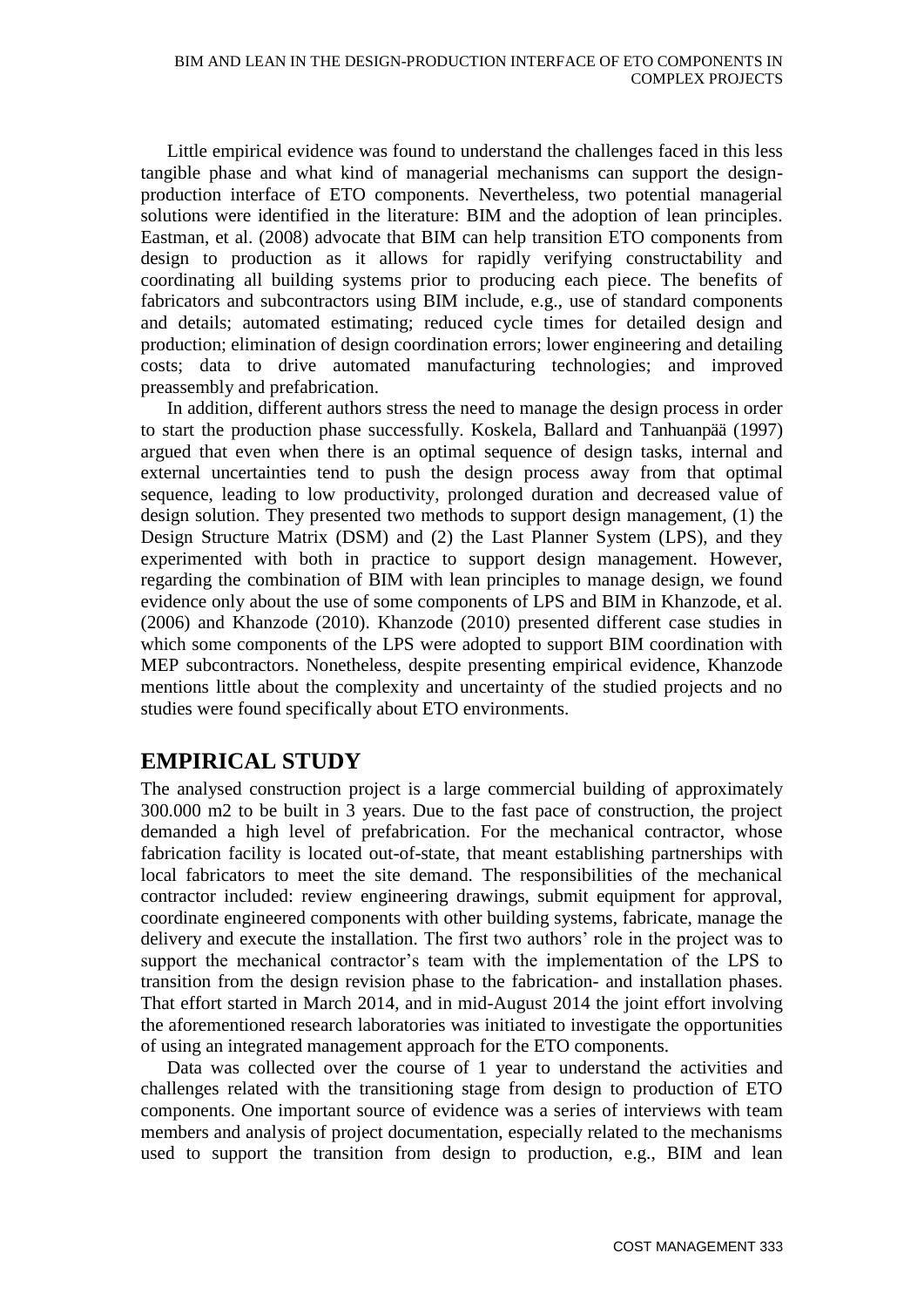Little empirical evidence was found to understand the challenges faced in this less tangible phase and what kind of managerial mechanisms can support the design-production interface of ETO components. Nevertheless, two potential managerial solutions were identified in the literature: BIM and the adoption of lean principles. Eastman, et al. (2008) advocate that BIM can help transition ETO components from design to production as it allows for rapidly verifying constructability and coordinating all building systems prior to producing each piece. The benefits of fabricators and subcontractors using BIM include, e.g., use of standard components and details; automated estimating; reduced cycle times for detailed design and production; elimination of design coordination errors; lower engineering and detailing costs; data to drive automated manufacturing technologies; and improved preassembly and prefabrication.

In addition, different authors stress the need to manage the design process in order to start the production phase successfully. Koskela, Ballard and Tanhuanpää (1997) argued that even when there is an optimal sequence of design tasks, internal and external uncertainties tend to push the design process away from that optimal sequence, leading to low productivity, prolonged duration and decreased value of design solution. They presented two methods to support design management, (1) the Design Structure Matrix (DSM) and (2) the Last Planner System (LPS), and they experimented with both in practice to support design management. However, regarding the combination of BIM with lean principles to manage design, we found evidence only about the use of some components of LPS and BIM in Khanzode, et al. (2006) and Khanzode (2010). Khanzode (2010) presented different case studies in which some components of the LPS were adopted to support BIM coordination with MEP subcontractors. Nonetheless, despite presenting empirical evidence, Khanzode mentions little about the complexity and uncertainty of the studied projects and no studies were found specifically about ETO environments.

## EMPIRICAL STUDY

The analysed construction project is a large commercial building of approximately 300.000 m2 to be built in 3 years. Due to the fast pace of construction, the project demanded a high level of prefabrication. For the mechanical contractor, whose fabrication facility is located out-of-state, that meant establishing partnerships with local fabricators to meet the site demand. The responsibilities of the mechanical contractor included: review engineering drawings, submit equipment for approval, coordinate engineered components with other building systems, fabricate, manage the delivery and execute the installation. The first two authors' role in the project was to support the mechanical contractor's team with the implementation of the LPS to transition from the design revision phase to the fabrication- and installation phases. That effort started in March 2014, and in mid-August 2014 the joint effort involving the aforementioned research laboratories was initiated to investigate the opportunities of using an integrated management approach for the ETO components.

Data was collected over the course of 1 year to understand the activities and challenges related with the transitioning stage from design to production of ETO components. One important source of evidence was a series of interviews with team members and analysis of project documentation, especially related to the mechanisms used to support the transition from design to production, e.g., BIM and lean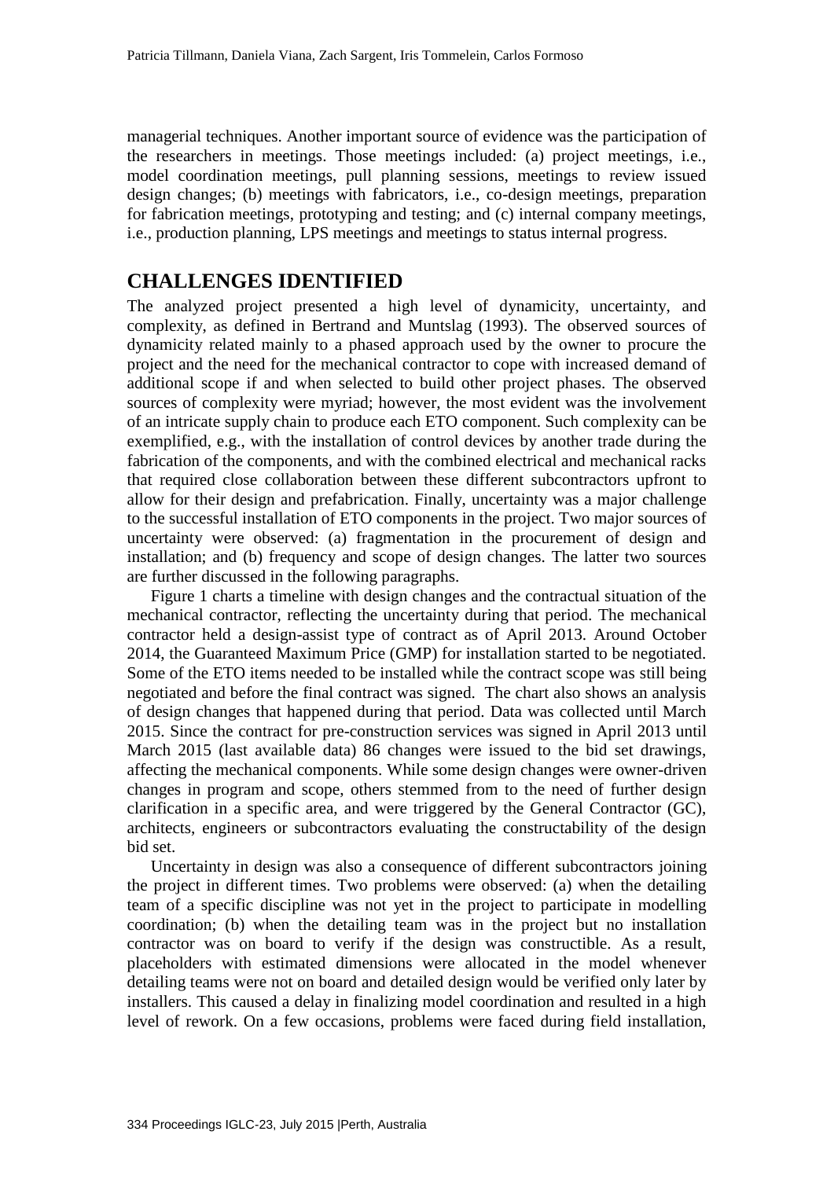managerial techniques. Another important source of evidence was the participation of the researchers in meetings. Those meetings included: (a) project meetings, i.e., model coordination meetings, pull planning sessions, meetings to review issued design changes; (b) meetings with fabricators, i.e., co-design meetings, preparation for fabrication meetings, prototyping and testing; and (c) internal company meetings, i.e., production planning, LPS meetings and meetings to status internal progress.

## CHALLENGES IDENTIFIED

The analyzed project presented a high level of dynamicity, uncertainty, and complexity, as defined in Bertrand and Muntslag (1993). The observed sources of dynamicity related mainly to a phased approach used by the owner to procure the project and the need for the mechanical contractor to cope with increased demand of additional scope if and when selected to build other project phases. The observed sources of complexity were myriad; however, the most evident was the involvement of an intricate supply chain to produce each ETO component. Such complexity can be exemplified, e.g., with the installation of control devices by another trade during the fabrication of the components, and with the combined electrical and mechanical racks that required close collaboration between these different subcontractors upfront to allow for their design and prefabrication. Finally, uncertainty was a major challenge to the successful installation of ETO components in the project. Two major sources of uncertainty were observed: (a) fragmentation in the procurement of design and installation; and (b) frequency and scope of design changes. The latter two sources are further discussed in the following paragraphs.

Figure 1 charts a timeline with design changes and the contractual situation of the mechanical contractor, reflecting the uncertainty during that period. The mechanical contractor held a design-assist type of contract as of April 2013. Around October 2014, the Guaranteed Maximum Price (GMP) for installation started to be negotiated. Some of the ETO items needed to be installed while the contract scope was still being negotiated and before the final contract was signed. The chart also shows an analysis of design changes that happened during that period. Data was collected until March 2015. Since the contract for pre-construction services was signed in April 2013 until March 2015 (last available data) 86 changes were issued to the bid set drawings, affecting the mechanical components. While some design changes were owner-driven changes in program and scope, others stemmed from to the need of further design clarification in a specific area, and were triggered by the General Contractor (GC), architects, engineers or subcontractors evaluating the constructability of the design bid set.

Uncertainty in design was also a consequence of different subcontractors joining the project in different times. Two problems were observed: (a) when the detailing team of a specific discipline was not yet in the project to participate in modelling coordination; (b) when the detailing team was in the project but no installation contractor was on board to verify if the design was constructible. As a result, placeholders with estimated dimensions were allocated in the model whenever detailing teams were not on board and detailed design would be verified only later by installers. This caused a delay in finalizing model coordination and resulted in a high level of rework. On a few occasions, problems were faced during field installation,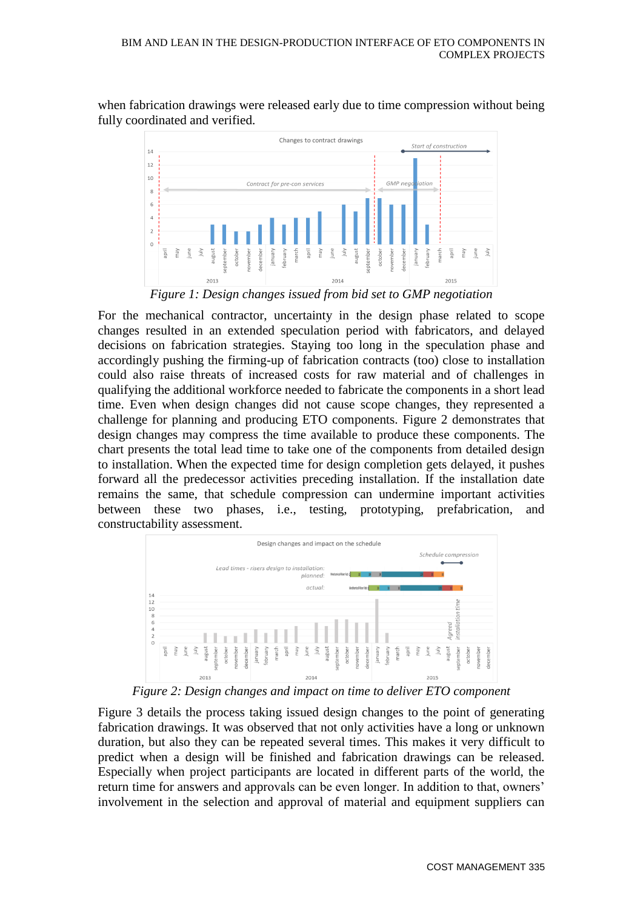when fabrication drawings were released early due to time compression without being fully coordinated and verified.

Figure 1: Design changes issued from bid set to GMP negotiation

For the mechanical contractor, uncertainty in the design phase related to scope changes resulted in an extended speculation period with fabricators, and delayed decisions on fabrication strategies. Staying too long in the speculation phase and accordingly pushing the firming-up of fabrication contracts (too) close to installation could also raise threats of increased costs for raw material and of challenges in qualifying the additional workforce needed to fabricate the components in a short lead time. Even when design changes did not cause scope changes, they represented a challenge for planning and producing ETO components. Figure 2 demonstrates that design changes may compress the time available to produce these components. The chart presents the total lead time to take one of the components from detailed design to installation. When the expected time for design completion gets delayed, it pushes forward all the predecessor activities preceding installation. If the installation date remains the same, that schedule compression can undermine important activities between these two phases, i.e., testing, prototyping, prefabrication, and constructability assessment.

Figure 2: Design changes and impact on time to deliver ETO component

Figure 3 details the process taking issued design changes to the point of generating fabrication drawings. It was observed that not only activities have a long or unknown duration, but also they can be repeated several times. This makes it very difficult to predict when a design will be finished and fabrication drawings can be released. Especially when project participants are located in different parts of the world, the return time for answers and approvals can be even longer. In addition to that, owners' involvement in the selection and approval of material and equipment suppliers can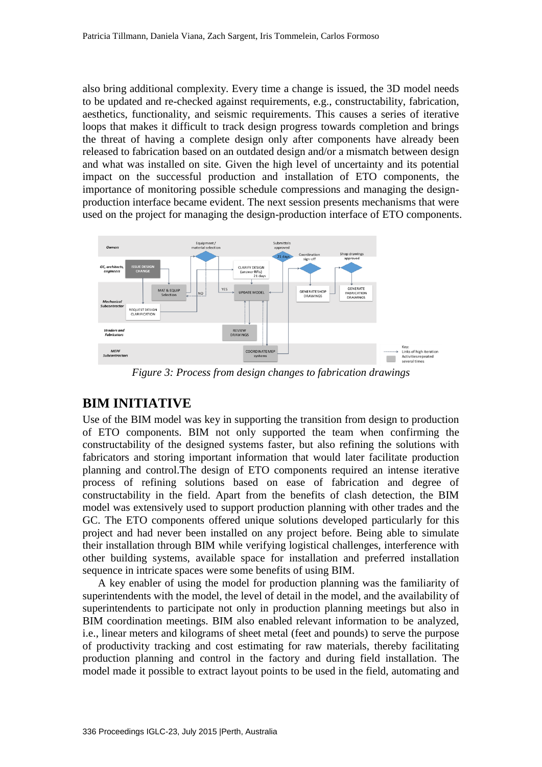also bring additional complexity. Every time a change is issued, the 3D model needs to be updated and re-checked against requirements, e.g., constructability, fabrication, aesthetics, functionality, and seismic requirements. This causes a series of iterative loops that makes it difficult to track design progress towards completion and brings the threat of having a complete design only after components have already been released to fabrication based on an outdated design and/or a mismatch between design and what was installed on site. Given the high level of uncertainty and its potential impact on the successful production and installation of ETO components, the importance of monitoring possible schedule compressions and managing the design-production interface became evident. The next session presents mechanisms that were used on the project for managing the design-production interface of ETO components.

*Figure 3: Process from design changes to fabrication drawings*

## BIM INITIATIVE

Use of the BIM model was key in supporting the transition from design to production of ETO components. BIM not only supported the team when confirming the constructability of the designed systems faster, but also refining the solutions with fabricators and storing important information that would later facilitate production planning and control.The design of ETO components required an intense iterative process of refining solutions based on ease of fabrication and degree of constructability in the field. Apart from the benefits of clash detection, the BIM model was extensively used to support production planning with other trades and the GC. The ETO components offered unique solutions developed particularly for this project and had never been installed on any project before. Being able to simulate their installation through BIM while verifying logistical challenges, interference with other building systems, available space for installation and preferred installation sequence in intricate spaces were some benefits of using BIM.

A key enabler of using the model for production planning was the familiarity of superintendents with the model, the level of detail in the model, and the availability of superintendents to participate not only in production planning meetings but also in BIM coordination meetings. BIM also enabled relevant information to be analyzed, i.e., linear meters and kilograms of sheet metal (feet and pounds) to serve the purpose of productivity tracking and cost estimating for raw materials, thereby facilitating production planning and control in the factory and during field installation. The model made it possible to extract layout points to be used in the field, automating and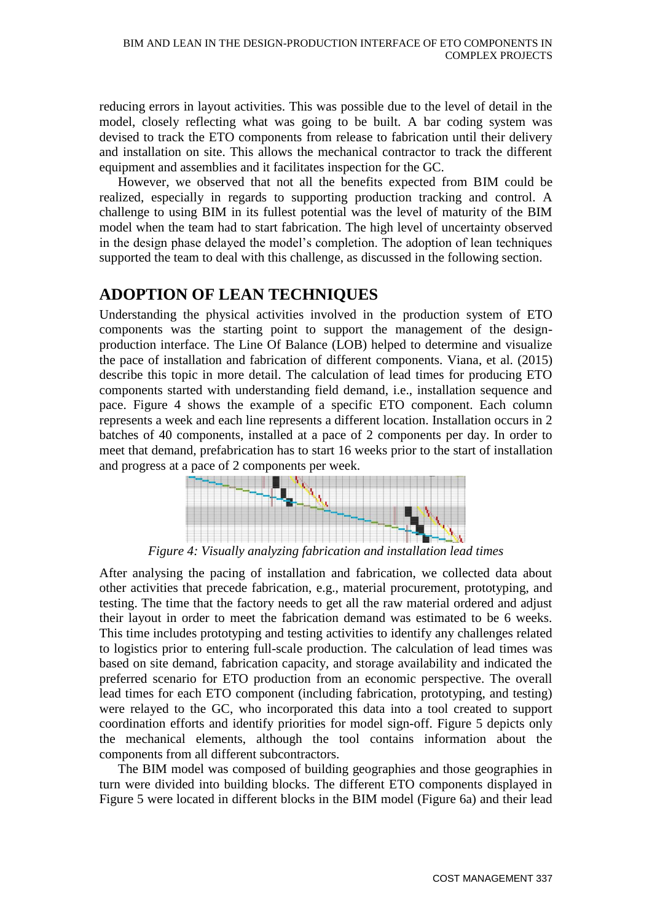reducing errors in layout activities. This was possible due to the level of detail in the model, closely reflecting what was going to be built. A bar coding system was devised to track the ETO components from release to fabrication until their delivery and installation on site. This allows the mechanical contractor to track the different equipment and assemblies and it facilitates inspection for the GC.

However, we observed that not all the benefits expected from BIM could be realized, especially in regards to supporting production tracking and control. A challenge to using BIM in its fullest potential was the level of maturity of the BIM model when the team had to start fabrication. The high level of uncertainty observed in the design phase delayed the model's completion. The adoption of lean techniques supported the team to deal with this challenge, as discussed in the following section.

# ADOPTION OF LEAN TECHNIQUES

Understanding the physical activities involved in the production system of ETO components was the starting point to support the management of the design-production interface. The Line Of Balance (LOB) helped to determine and visualize the pace of installation and fabrication of different components. Viana, et al. (2015) describe this topic in more detail. The calculation of lead times for producing ETO components started with understanding field demand, i.e., installation sequence and pace. Figure 4 shows the example of a specific ETO component. Each column represents a week and each line represents a different location. Installation occurs in 2 batches of 40 components, installed at a pace of 2 components per day. In order to meet that demand, prefabrication has to start 16 weeks prior to the start of installation and progress at a pace of 2 components per week.

*Figure 4: Visually analyzing fabrication and installation lead times*

After analysing the pacing of installation and fabrication, we collected data about other activities that precede fabrication, e.g., material procurement, prototyping, and testing. The time that the factory needs to get all the raw material ordered and adjust their layout in order to meet the fabrication demand was estimated to be 6 weeks. This time includes prototyping and testing activities to identify any challenges related to logistics prior to entering full-scale production. The calculation of lead times was based on site demand, fabrication capacity, and storage availability and indicated the preferred scenario for ETO production from an economic perspective. The overall lead times for each ETO component (including fabrication, prototyping, and testing) were relayed to the GC, who incorporated this data into a tool created to support coordination efforts and identify priorities for model sign-off. Figure 5 depicts only the mechanical elements, although the tool contains information about the components from all different subcontractors.

The BIM model was composed of building geographies and those geographies in turn were divided into building blocks. The different ETO components displayed in Figure 5 were located in different blocks in the BIM model (Figure 6a) and their lead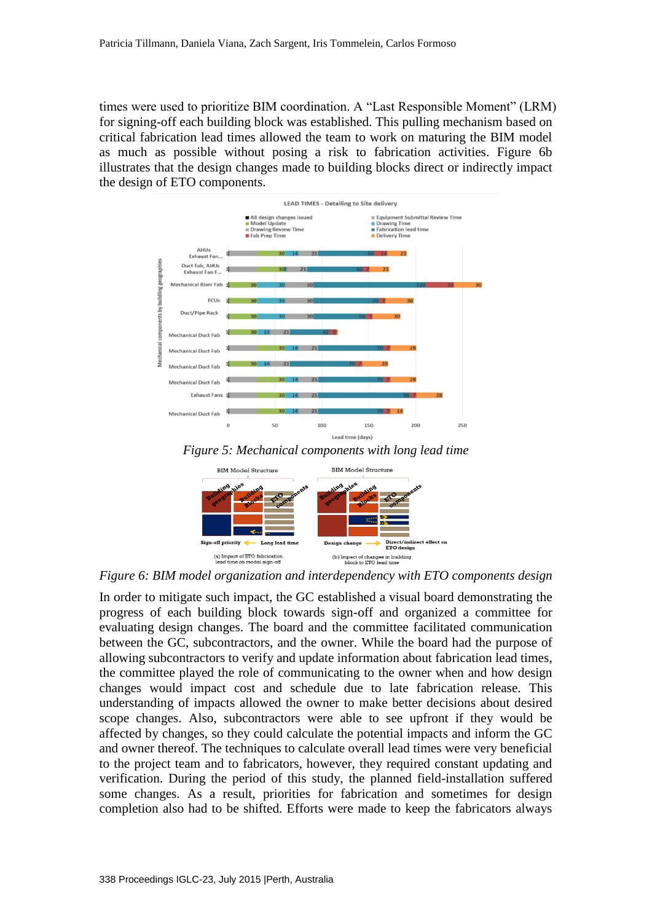times were used to prioritize BIM coordination. A "Last Responsible Moment" (LRM) for signing-off each building block was established. This pulling mechanism based on critical fabrication lead times allowed the team to work on maturing the BIM model as much as possible without posing a risk to fabrication activities. Figure 6b illustrates that the design changes made to building blocks direct or indirectly impact the design of ETO components.

*Figure 5: Mechanical components with long lead time*

*Figure 6: BIM model organization and interdependency with ETO components design*

In order to mitigate such impact, the GC established a visual board demonstrating the progress of each building block towards sign-off and organized a committee for evaluating design changes. The board and the committee facilitated communication between the GC, subcontractors, and the owner. While the board had the purpose of allowing subcontractors to verify and update information about fabrication lead times, the committee played the role of communicating to the owner when and how design changes would impact cost and schedule due to late fabrication release. This understanding of impacts allowed the owner to make better decisions about desired scope changes. Also, subcontractors were able to see upfront if they would be affected by changes, so they could calculate the potential impacts and inform the GC and owner thereof. The techniques to calculate overall lead times were very beneficial to the project team and to fabricators, however, they required constant updating and verification. During the period of this study, the planned field-installation suffered some changes. As a result, priorities for fabrication and sometimes for design completion also had to be shifted. Efforts were made to keep the fabricators always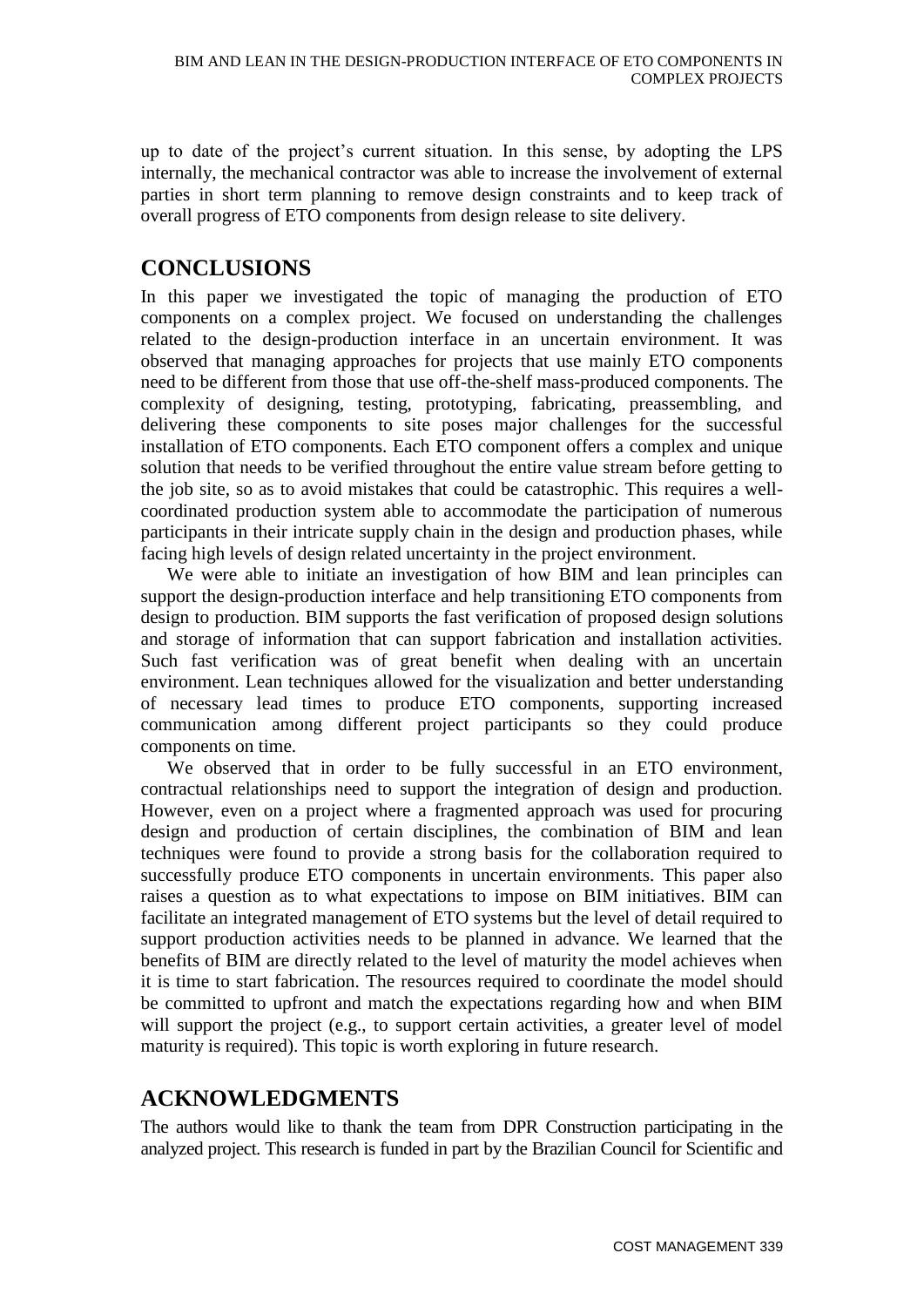up to date of the project's current situation. In this sense, by adopting the LPS internally, the mechanical contractor was able to increase the involvement of external parties in short term planning to remove design constraints and to keep track of overall progress of ETO components from design release to site delivery.

## CONCLUSIONS

In this paper we investigated the topic of managing the production of ETO components on a complex project. We focused on understanding the challenges related to the design-production interface in an uncertain environment. It was observed that managing approaches for projects that use mainly ETO components need to be different from those that use off-the-shelf mass-produced components. The complexity of designing, testing, prototyping, fabricating, preassembling, and delivering these components to site poses major challenges for the successful installation of ETO components. Each ETO component offers a complex and unique solution that needs to be verified throughout the entire value stream before getting to the job site, so as to avoid mistakes that could be catastrophic. This requires a well-coordinated production system able to accommodate the participation of numerous participants in their intricate supply chain in the design and production phases, while facing high levels of design related uncertainty in the project environment.

We were able to initiate an investigation of how BIM and lean principles can support the design-production interface and help transitioning ETO components from design to production. BIM supports the fast verification of proposed design solutions and storage of information that can support fabrication and installation activities. Such fast verification was of great benefit when dealing with an uncertain environment. Lean techniques allowed for the visualization and better understanding of necessary lead times to produce ETO components, supporting increased communication among different project participants so they could produce components on time.

We observed that in order to be fully successful in an ETO environment, contractual relationships need to support the integration of design and production. However, even on a project where a fragmented approach was used for procuring design and production of certain disciplines, the combination of BIM and lean techniques were found to provide a strong basis for the collaboration required to successfully produce ETO components in uncertain environments. This paper also raises a question as to what expectations to impose on BIM initiatives. BIM can facilitate an integrated management of ETO systems but the level of detail required to support production activities needs to be planned in advance. We learned that the benefits of BIM are directly related to the level of maturity the model achieves when it is time to start fabrication. The resources required to coordinate the model should be committed to upfront and match the expectations regarding how and when BIM will support the project (e.g., to support certain activities, a greater level of model maturity is required). This topic is worth exploring in future research.

## ACKNOWLEDGMENTS

The authors would like to thank the team from DPR Construction participating in the analyzed project. This research is funded in part by the Brazilian Council for Scientific and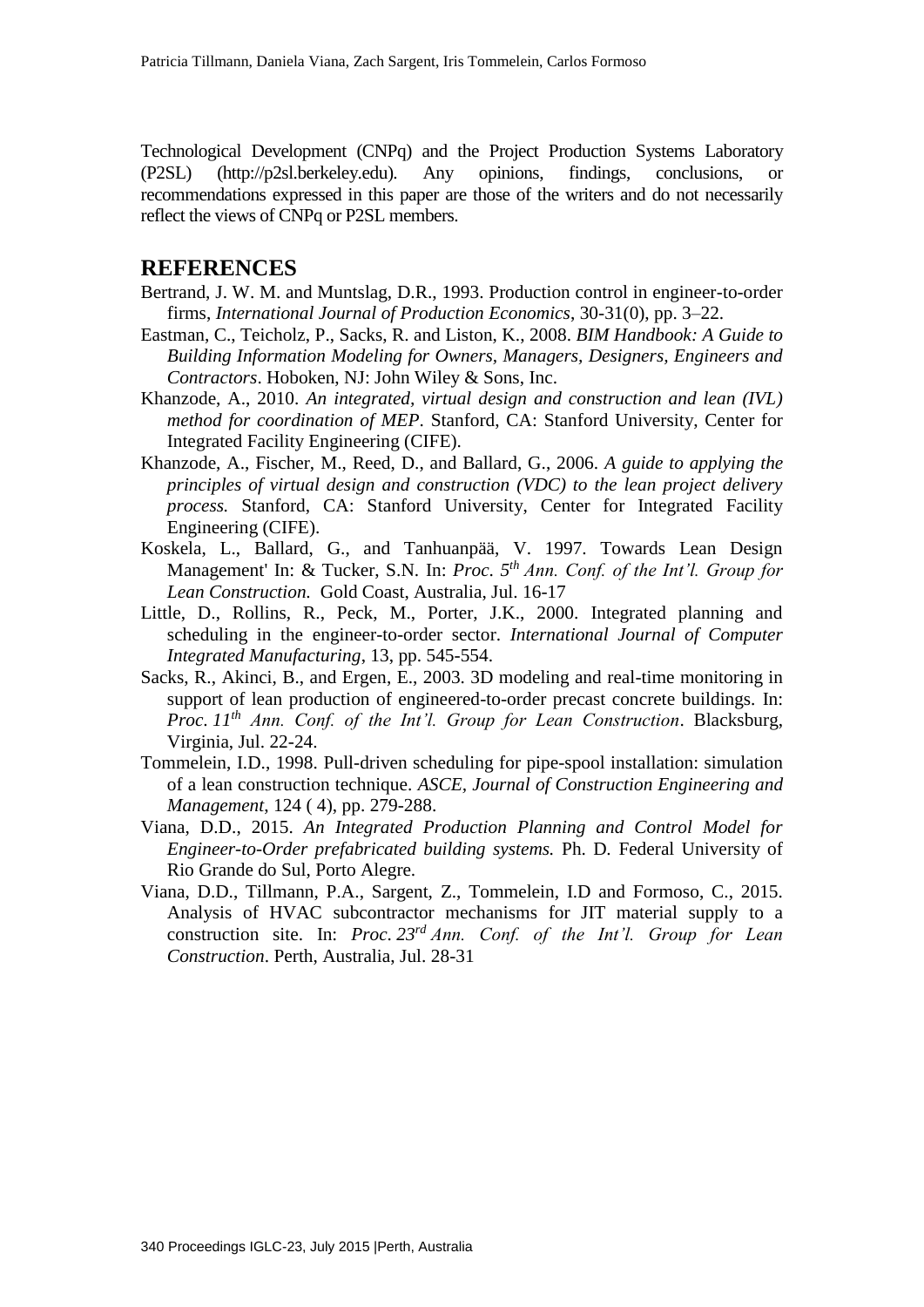Technological Development (CNPq) and the Project Production Systems Laboratory (P2SL) (http://p2sl.berkeley.edu). Any opinions, findings, conclusions, or recommendations expressed in this paper are those of the writers and do not necessarily reflect the views of CNPq or P2SL members.

## REFERENCES

Bertrand, J. W. M. and Muntslag, D.R., 1993. Production control in engineer-to-order firms, *International Journal of Production Economics*, 30-31(0), pp. 3–22.

Eastman, C., Teicholz, P., Sacks, R. and Liston, K., 2008. *BIM Handbook: A Guide to Building Information Modeling for Owners, Managers, Designers, Engineers and Contractors*. Hoboken, NJ: John Wiley & Sons, Inc.

Khanzode, A., 2010. *An integrated, virtual design and construction and lean (IVL) method for coordination of MEP*. Stanford, CA: Stanford University, Center for Integrated Facility Engineering (CIFE).

Khanzode, A., Fischer, M., Reed, D., and Ballard, G., 2006. *A guide to applying the principles of virtual design and construction (VDC) to the lean project delivery process.* Stanford, CA: Stanford University, Center for Integrated Facility Engineering (CIFE).

Koskela, L., Ballard, G., and Tanhuanpää, V. 1997. Towards Lean Design Management' In: & Tucker, S.N. In: *Proc. 5th Ann. Conf. of the Int'l. Group for Lean Construction.* Gold Coast, Australia, Jul. 16-17

Little, D., Rollins, R., Peck, M., Porter, J.K., 2000. Integrated planning and scheduling in the engineer-to-order sector. *International Journal of Computer Integrated Manufacturing*, 13, pp. 545-554.

Sacks, R., Akinci, B., and Ergen, E., 2003. 3D modeling and real-time monitoring in support of lean production of engineered-to-order precast concrete buildings. In: *Proc. 11th Ann. Conf. of the Int'l. Group for Lean Construction*. Blacksburg, Virginia, Jul. 22-24.

Tommelein, I.D., 1998. Pull-driven scheduling for pipe-spool installation: simulation of a lean construction technique. *ASCE, Journal of Construction Engineering and Management*, 124 ( 4), pp. 279-288.

Viana, D.D., 2015. *An Integrated Production Planning and Control Model for Engineer-to-Order prefabricated building systems.* Ph. D. Federal University of Rio Grande do Sul, Porto Alegre.

Viana, D.D., Tillmann, P.A., Sargent, Z., Tommelein, I.D and Formoso, C., 2015. Analysis of HVAC subcontractor mechanisms for JIT material supply to a construction site. In: *Proc. 23rd Ann. Conf. of the Int'l. Group for Lean Construction*. Perth, Australia, Jul. 28-31